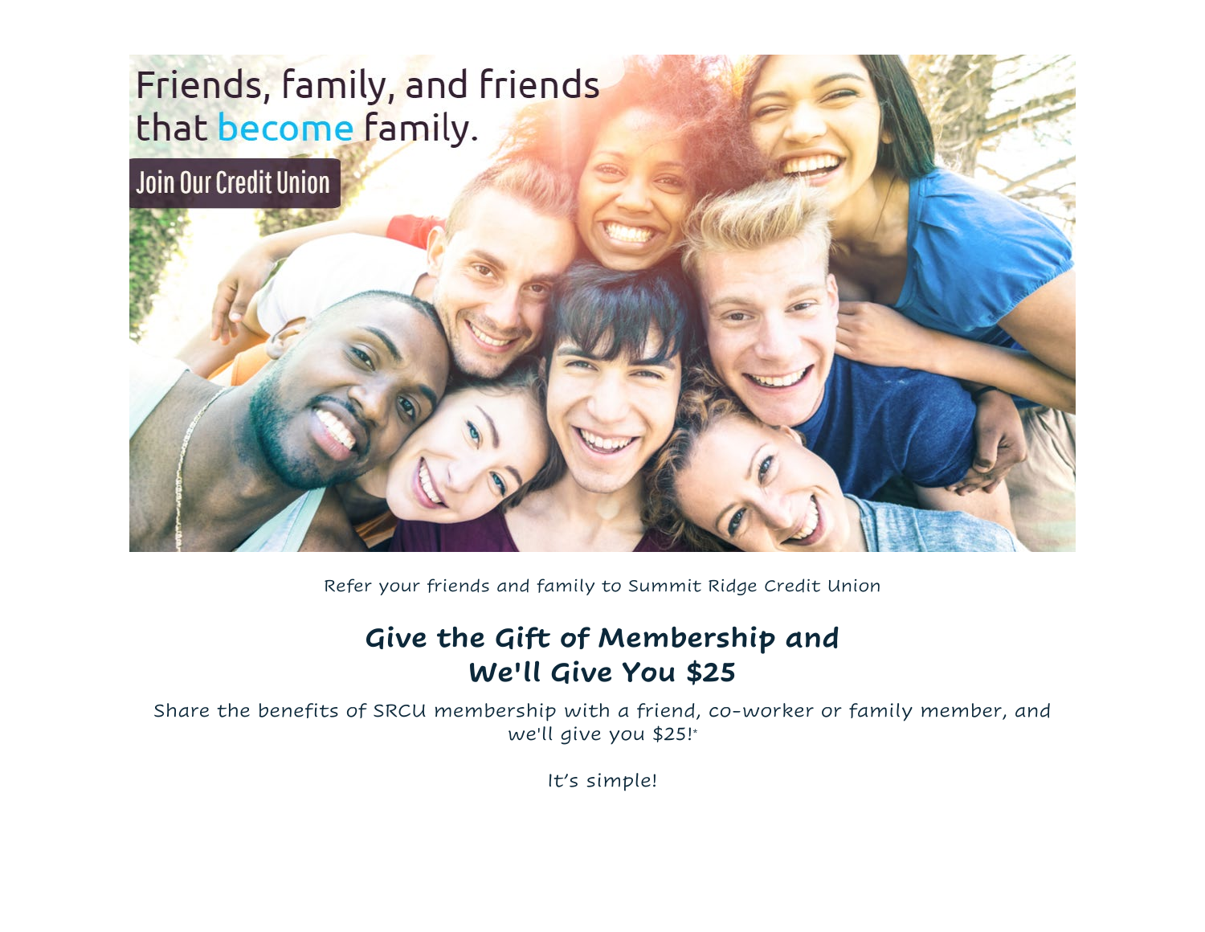Friends, family, and friends that become family.

Join Our Credit Union

Refer your friends and family to Summit Ridge Credit Union

## Give the Gift of Membership and We'll Give You $25

Share the benefits of SRCU membership with a friend, co-worker or family member, and we'll give you $25!*

It's simple!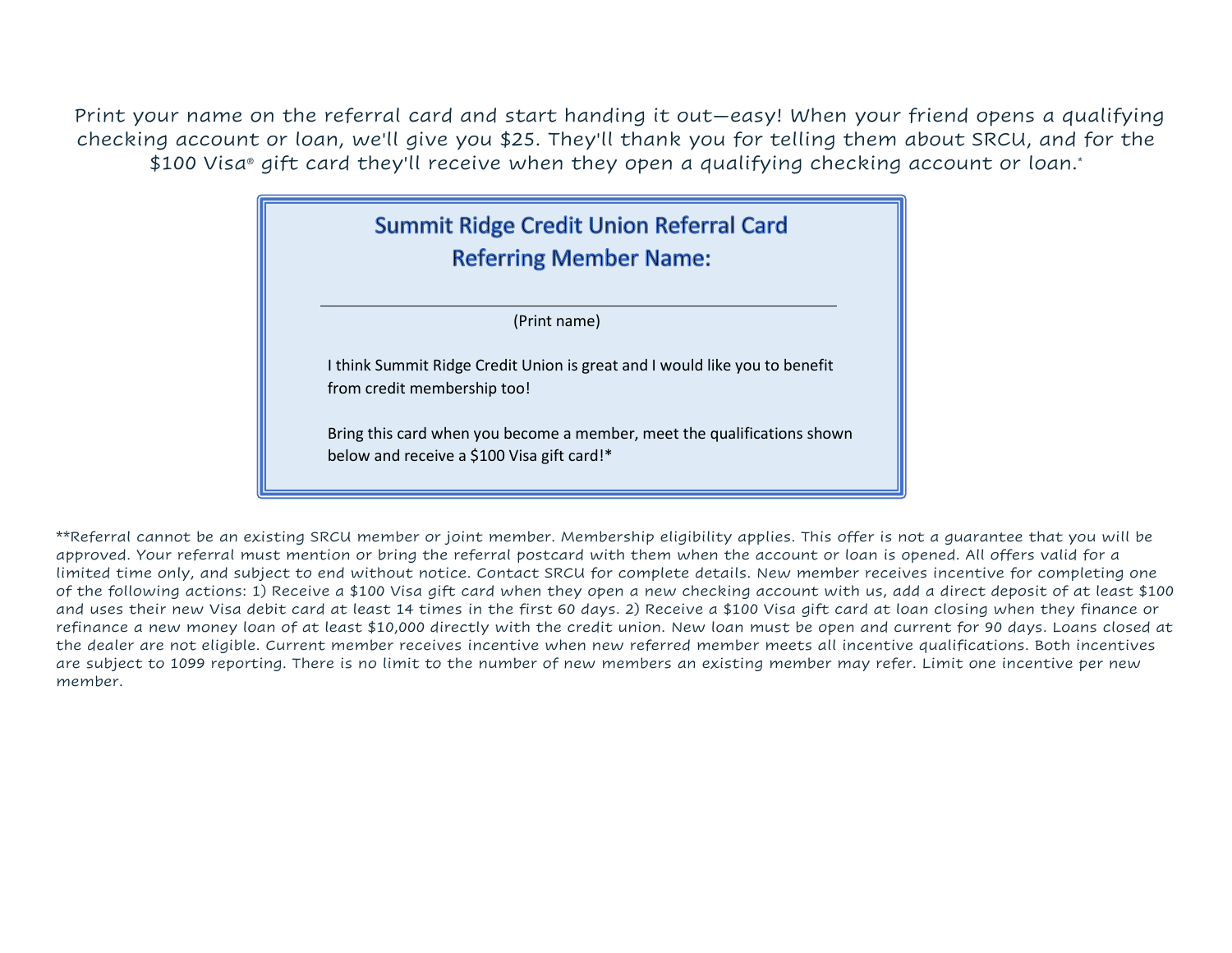Print your name on the referral card and start handing it out—easy! When your friend opens a qualifying checking account or loan, we'll give you $25. They'll thank you for telling them about SRCU, and for the $100 Visa® gift card they'll receive when they open a qualifying checking account or loan.*

## Summit Ridge Credit Union Referral Card

## Referring Member Name:

\_\_\_\_\_\_\_\_\_\_\_\_\_\_\_\_\_\_\_\_\_\_\_\_\_\_\_\_\_\_\_\_\_\_\_\_\_\_\_\_\_\_\_\_

(Print name)

I think Summit Ridge Credit Union is great and I would like you to benefit from credit membership too!

Bring this card when you become a member, meet the qualifications shown below and receive a $100 Visa gift card!*

**Referral cannot be an existing SRCU member or joint member. Membership eligibility applies. This offer is not a guarantee that you will be approved. Your referral must mention or bring the referral postcard with them when the account or loan is opened. All offers valid for a limited time only, and subject to end without notice. Contact SRCU for complete details. New member receives incentive for completing one of the following actions: 1) Receive a $100 Visa gift card when they open a new checking account with us, add a direct deposit of at least $100 and uses their new Visa debit card at least 14 times in the first 60 days. 2) Receive a $100 Visa gift card at loan closing when they finance or refinance a new money loan of at least $10,000 directly with the credit union. New loan must be open and current for 90 days. Loans closed at the dealer are not eligible. Current member receives incentive when new referred member meets all incentive qualifications. Both incentives are subject to 1099 reporting. There is no limit to the number of new members an existing member may refer. Limit one incentive per new member.